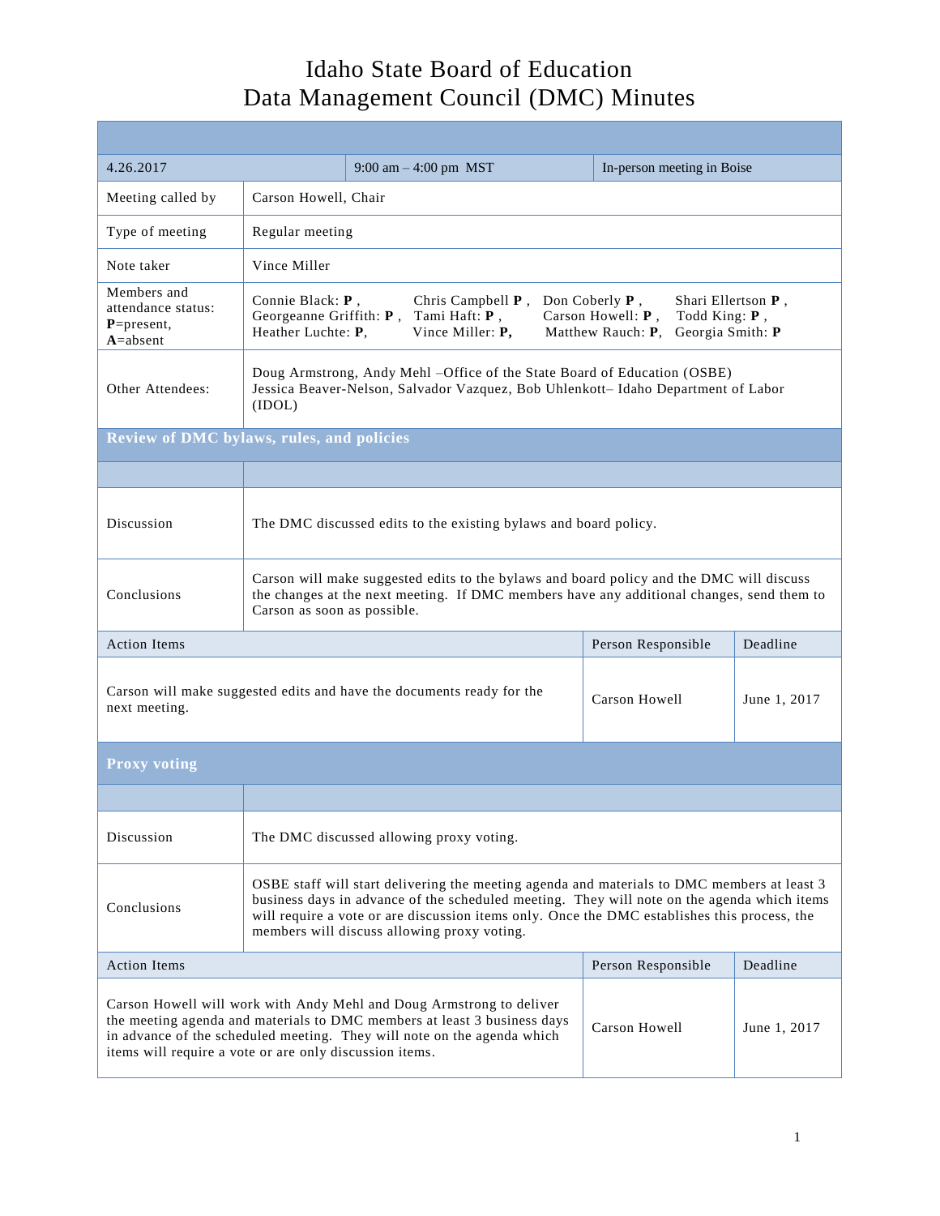# Idaho State Board of Education
# Data Management Council (DMC) Minutes

| 4.26.2017 | 9:00 am – 4:00 pm MST | In-person meeting in Boise |
|---|---|---|
| Meeting called by | Carson Howell, Chair | |
| Type of meeting | Regular meeting | |
| Note taker | Vince Miller | |
| Members and attendance status: **P**=present, **A**=absent | Connie Black: **P**, Chris Campbell **P**, Don Coberly **P**, Shari Ellertson **P**, Georgeanne Griffith: **P**, Tami Haft: **P**, Carson Howell: **P**, Todd King: **P**, Heather Luchte: **P**, Vince Miller: **P**, Matthew Rauch: **P**, Georgia Smith: **P** | |
| Other Attendees: | Doug Armstrong, Andy Mehl –Office of the State Board of Education (OSBE) Jessica Beaver-Nelson, Salvador Vazquez, Bob Uhlenkott– Idaho Department of Labor (IDOL) | |

## Review of DMC bylaws, rules, and policies

| | |
|---|---|
| Discussion | The DMC discussed edits to the existing bylaws and board policy. |
| Conclusions | Carson will make suggested edits to the bylaws and board policy and the DMC will discuss the changes at the next meeting. If DMC members have any additional changes, send them to Carson as soon as possible. |

| Action Items | Person Responsible | Deadline |
|---|---|---|
| Carson will make suggested edits and have the documents ready for the next meeting. | Carson Howell | June 1, 2017 |

## Proxy voting

| | |
|---|---|
| Discussion | The DMC discussed allowing proxy voting. |
| Conclusions | OSBE staff will start delivering the meeting agenda and materials to DMC members at least 3 business days in advance of the scheduled meeting. They will note on the agenda which items will require a vote or are discussion items only. Once the DMC establishes this process, the members will discuss allowing proxy voting. |

| Action Items | Person Responsible | Deadline |
|---|---|---|
| Carson Howell will work with Andy Mehl and Doug Armstrong to deliver the meeting agenda and materials to DMC members at least 3 business days in advance of the scheduled meeting. They will note on the agenda which items will require a vote or are only discussion items. | Carson Howell | June 1, 2017 |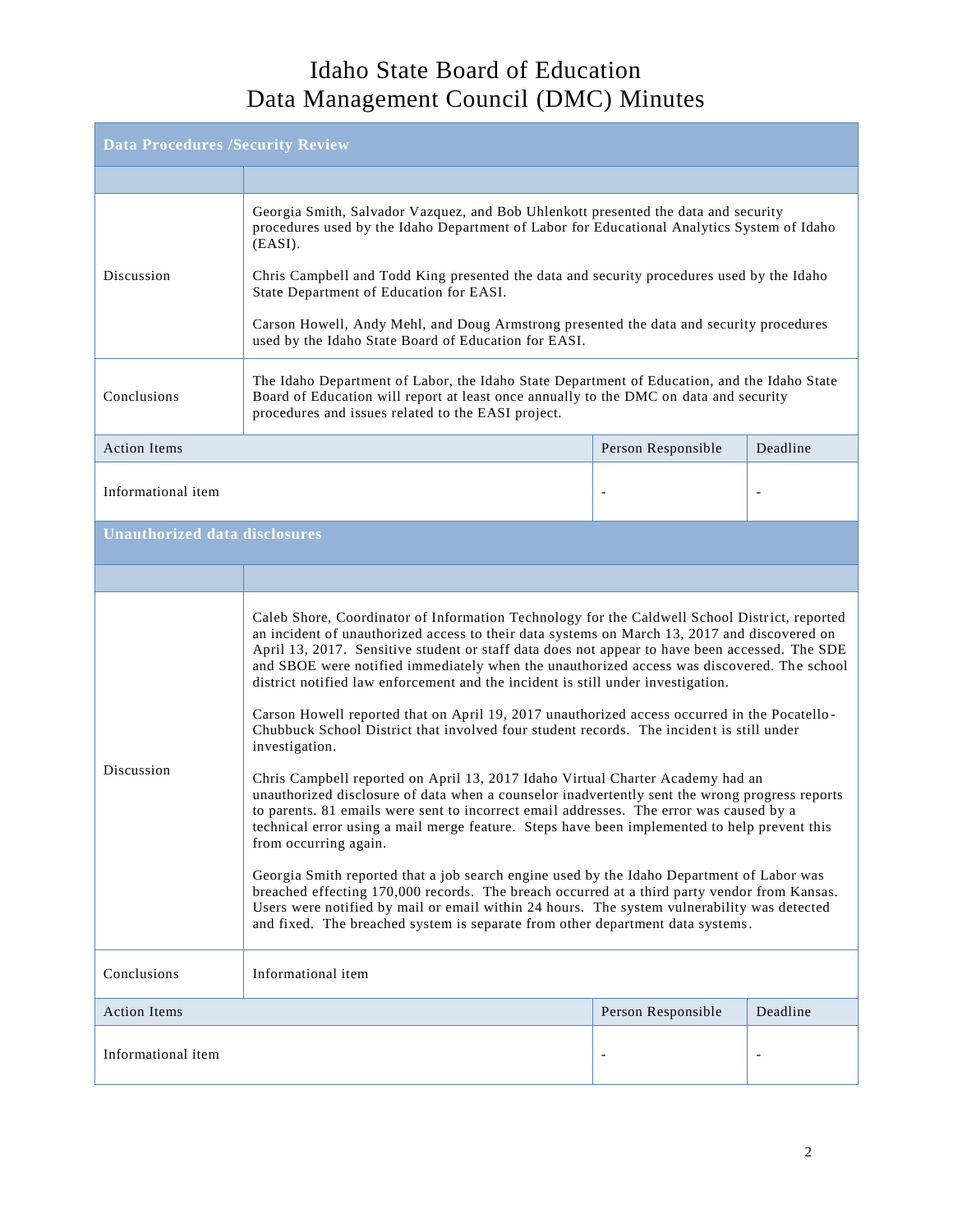# Idaho State Board of Education
# Data Management Council (DMC) Minutes

| Data Procedures /Security Review | | |
|---|---|---|
| | | |
| Discussion | Georgia Smith, Salvador Vazquez, and Bob Uhlenkott presented the data and security procedures used by the Idaho Department of Labor for Educational Analytics System of Idaho (EASI).<br><br>Chris Campbell and Todd King presented the data and security procedures used by the Idaho State Department of Education for EASI.<br><br>Carson Howell, Andy Mehl, and Doug Armstrong presented the data and security procedures used by the Idaho State Board of Education for EASI. | |
| Conclusions | The Idaho Department of Labor, the Idaho State Department of Education, and the Idaho State Board of Education will report at least once annually to the DMC on data and security procedures and issues related to the EASI project. | |
| **Action Items** | **Person Responsible** | **Deadline** |
| Informational item | - | - |

| Unauthorized data disclosures | | |
|---|---|---|
| | | |
| Discussion | Caleb Shore, Coordinator of Information Technology for the Caldwell School District, reported an incident of unauthorized access to their data systems on March 13, 2017 and discovered on April 13, 2017. Sensitive student or staff data does not appear to have been accessed. The SDE and SBOE were notified immediately when the unauthorized access was discovered. The school district notified law enforcement and the incident is still under investigation.<br><br>Carson Howell reported that on April 19, 2017 unauthorized access occurred in the Pocatello-Chubbuck School District that involved four student records. The incident is still under investigation.<br><br>Chris Campbell reported on April 13, 2017 Idaho Virtual Charter Academy had an unauthorized disclosure of data when a counselor inadvertently sent the wrong progress reports to parents. 81 emails were sent to incorrect email addresses. The error was caused by a technical error using a mail merge feature. Steps have been implemented to help prevent this from occurring again.<br><br>Georgia Smith reported that a job search engine used by the Idaho Department of Labor was breached effecting 170,000 records. The breach occurred at a third party vendor from Kansas. Users were notified by mail or email within 24 hours. The system vulnerability was detected and fixed. The breached system is separate from other department data systems. | |
| Conclusions | Informational item | |
| **Action Items** | **Person Responsible** | **Deadline** |
| Informational item | - | - |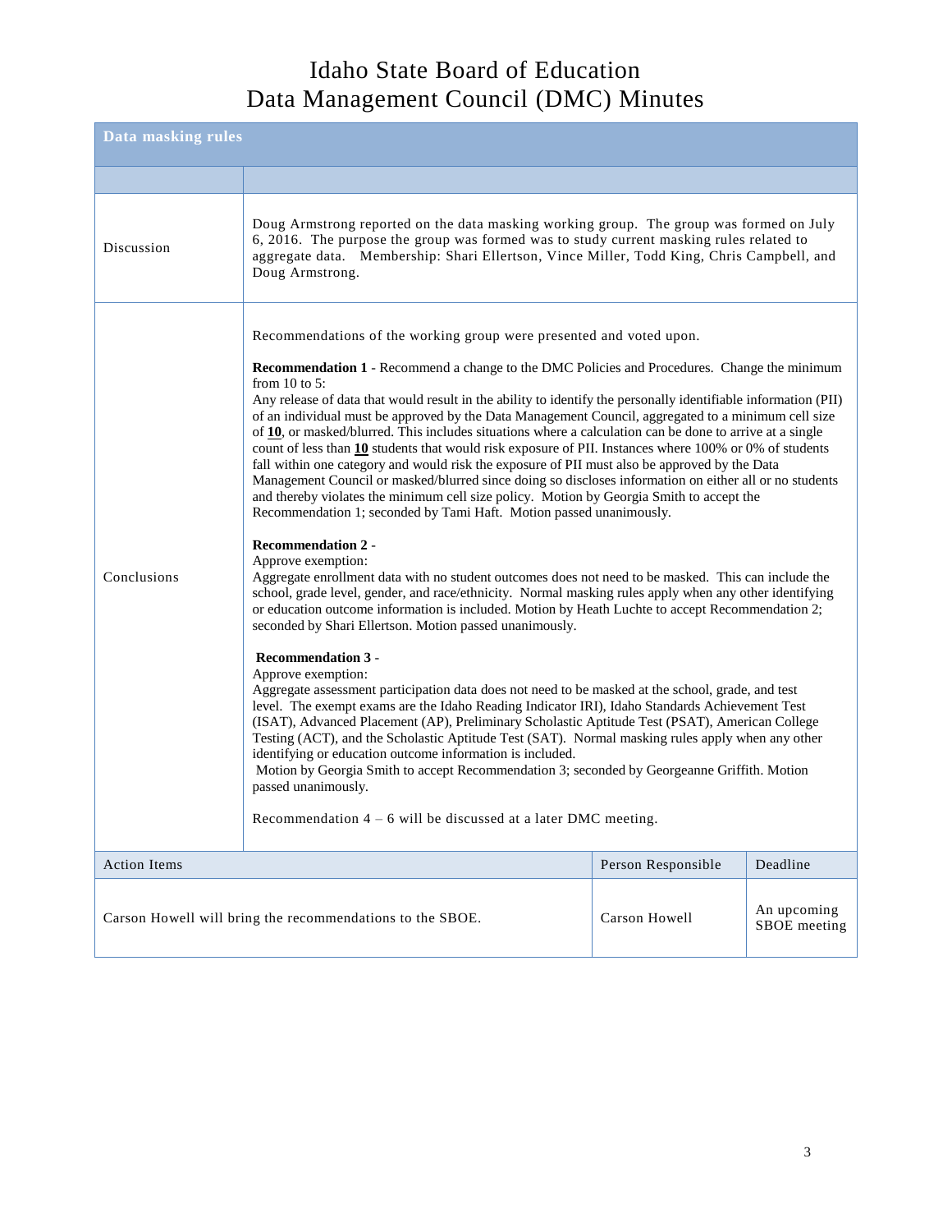# Idaho State Board of Education
# Data Management Council (DMC) Minutes

| Data masking rules | |
|---|---|
| | |
| Discussion | Doug Armstrong reported on the data masking working group. The group was formed on July 6, 2016. The purpose the group was formed was to study current masking rules related to aggregate data. Membership: Shari Ellertson, Vince Miller, Todd King, Chris Campbell, and Doug Armstrong. |
| Conclusions | Recommendations of the working group were presented and voted upon.<br><br>**Recommendation 1** - Recommend a change to the DMC Policies and Procedures. Change the minimum from 10 to 5:<br>Any release of data that would result in the ability to identify the personally identifiable information (PII) of an individual must be approved by the Data Management Council, aggregated to a minimum cell size of **10**, or masked/blurred. This includes situations where a calculation can be done to arrive at a single count of less than **10** students that would risk exposure of PII. Instances where 100% or 0% of students fall within one category and would risk the exposure of PII must also be approved by the Data Management Council or masked/blurred since doing so discloses information on either all or no students and thereby violates the minimum cell size policy. Motion by Georgia Smith to accept the Recommendation 1; seconded by Tami Haft. Motion passed unanimously.<br><br>**Recommendation 2** -<br>Approve exemption:<br>Aggregate enrollment data with no student outcomes does not need to be masked. This can include the school, grade level, gender, and race/ethnicity. Normal masking rules apply when any other identifying or education outcome information is included. Motion by Heath Luchte to accept Recommendation 2; seconded by Shari Ellertson. Motion passed unanimously.<br><br>**Recommendation 3** -<br>Approve exemption:<br>Aggregate assessment participation data does not need to be masked at the school, grade, and test level. The exempt exams are the Idaho Reading Indicator IRI), Idaho Standards Achievement Test (ISAT), Advanced Placement (AP), Preliminary Scholastic Aptitude Test (PSAT), American College Testing (ACT), and the Scholastic Aptitude Test (SAT). Normal masking rules apply when any other identifying or education outcome information is included.<br>Motion by Georgia Smith to accept Recommendation 3; seconded by Georgeanne Griffith. Motion passed unanimously.<br><br>Recommendation 4 – 6 will be discussed at a later DMC meeting. |

| Action Items | Person Responsible | Deadline |
|---|---|---|
| Carson Howell will bring the recommendations to the SBOE. | Carson Howell | An upcoming SBOE meeting |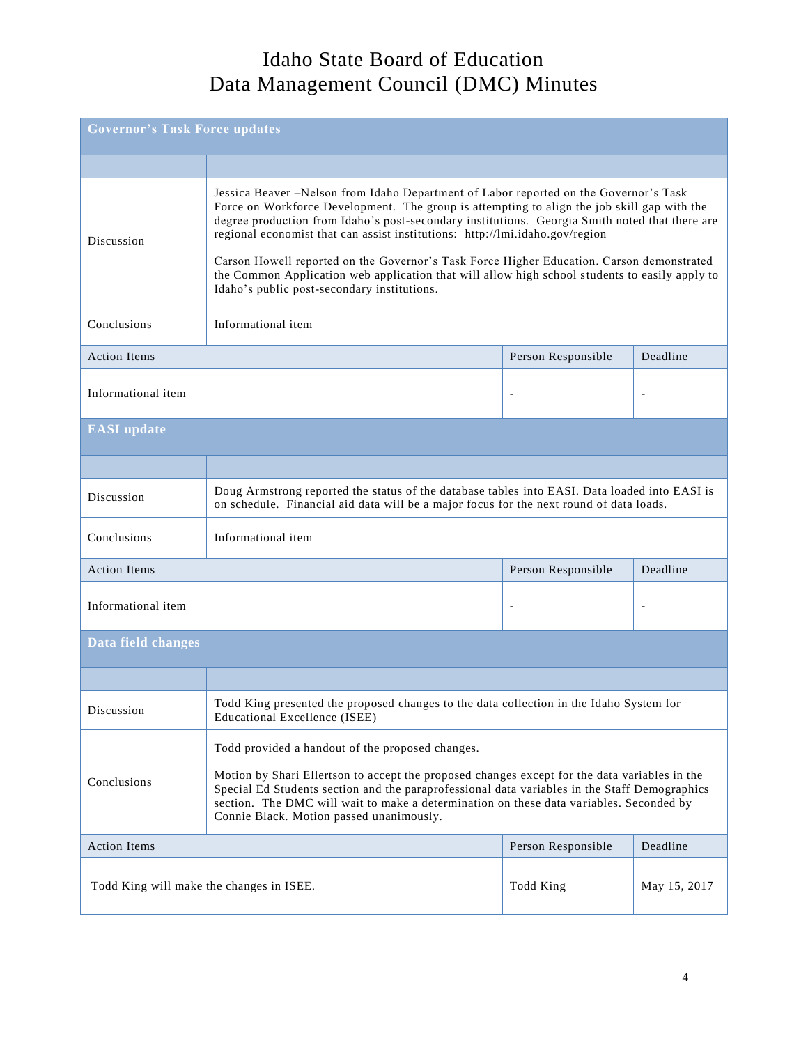# Idaho State Board of Education
# Data Management Council (DMC) Minutes

## Governor's Task Force updates

| | |
|---|---|
| Discussion | Jessica Beaver –Nelson from Idaho Department of Labor reported on the Governor's Task Force on Workforce Development. The group is attempting to align the job skill gap with the degree production from Idaho's post-secondary institutions. Georgia Smith noted that there are regional economist that can assist institutions: http://lmi.idaho.gov/region<br><br>Carson Howell reported on the Governor's Task Force Higher Education. Carson demonstrated the Common Application web application that will allow high school students to easily apply to Idaho's public post-secondary institutions. |
| Conclusions | Informational item |

| Action Items | Person Responsible | Deadline |
|---|---|---|
| Informational item | - | - |

## EASI update

| | |
|---|---|
| Discussion | Doug Armstrong reported the status of the database tables into EASI. Data loaded into EASI is on schedule. Financial aid data will be a major focus for the next round of data loads. |
| Conclusions | Informational item |

| Action Items | Person Responsible | Deadline |
|---|---|---|
| Informational item | - | - |

## Data field changes

| | |
|---|---|
| Discussion | Todd King presented the proposed changes to the data collection in the Idaho System for Educational Excellence (ISEE) |
| Conclusions | Todd provided a handout of the proposed changes.<br><br>Motion by Shari Ellertson to accept the proposed changes except for the data variables in the Special Ed Students section and the paraprofessional data variables in the Staff Demographics section. The DMC will wait to make a determination on these data variables. Seconded by Connie Black. Motion passed unanimously. |

| Action Items | Person Responsible | Deadline |
|---|---|---|
| Todd King will make the changes in ISEE. | Todd King | May 15, 2017 |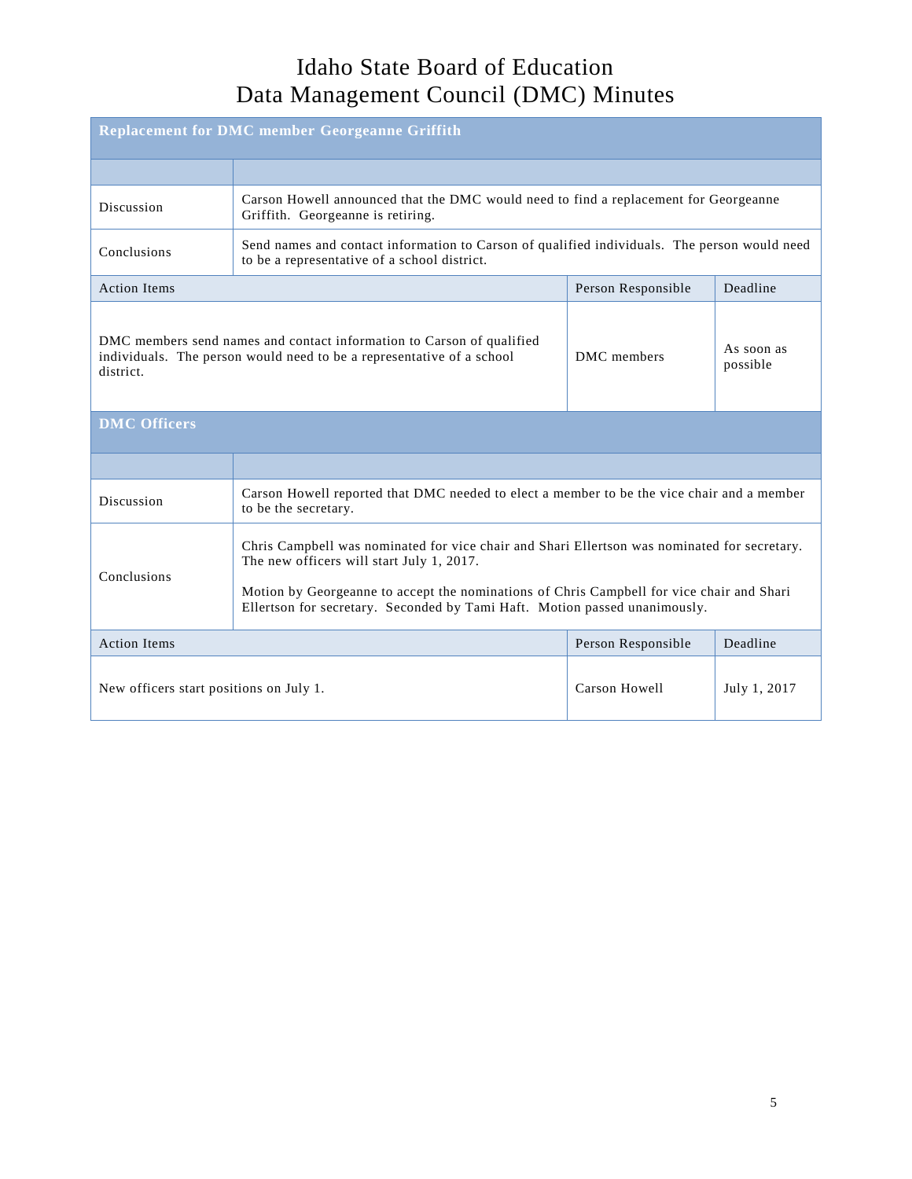# Idaho State Board of Education
# Data Management Council (DMC) Minutes

| Replacement for DMC member Georgeanne Griffith | | |
|---|---|---|
| Discussion | Carson Howell announced that the DMC would need to find a replacement for Georgeanne Griffith. Georgeanne is retiring. | |
| Conclusions | Send names and contact information to Carson of qualified individuals. The person would need to be a representative of a school district. | |
| **Action Items** | **Person Responsible** | **Deadline** |
| DMC members send names and contact information to Carson of qualified individuals. The person would need to be a representative of a school district. | DMC members | As soon as possible |

| DMC Officers | | |
|---|---|---|
| Discussion | Carson Howell reported that DMC needed to elect a member to be the vice chair and a member to be the secretary. | |
| Conclusions | Chris Campbell was nominated for vice chair and Shari Ellertson was nominated for secretary. The new officers will start July 1, 2017.<br><br>Motion by Georgeanne to accept the nominations of Chris Campbell for vice chair and Shari Ellertson for secretary. Seconded by Tami Haft. Motion passed unanimously. | |
| **Action Items** | **Person Responsible** | **Deadline** |
| New officers start positions on July 1. | Carson Howell | July 1, 2017 |